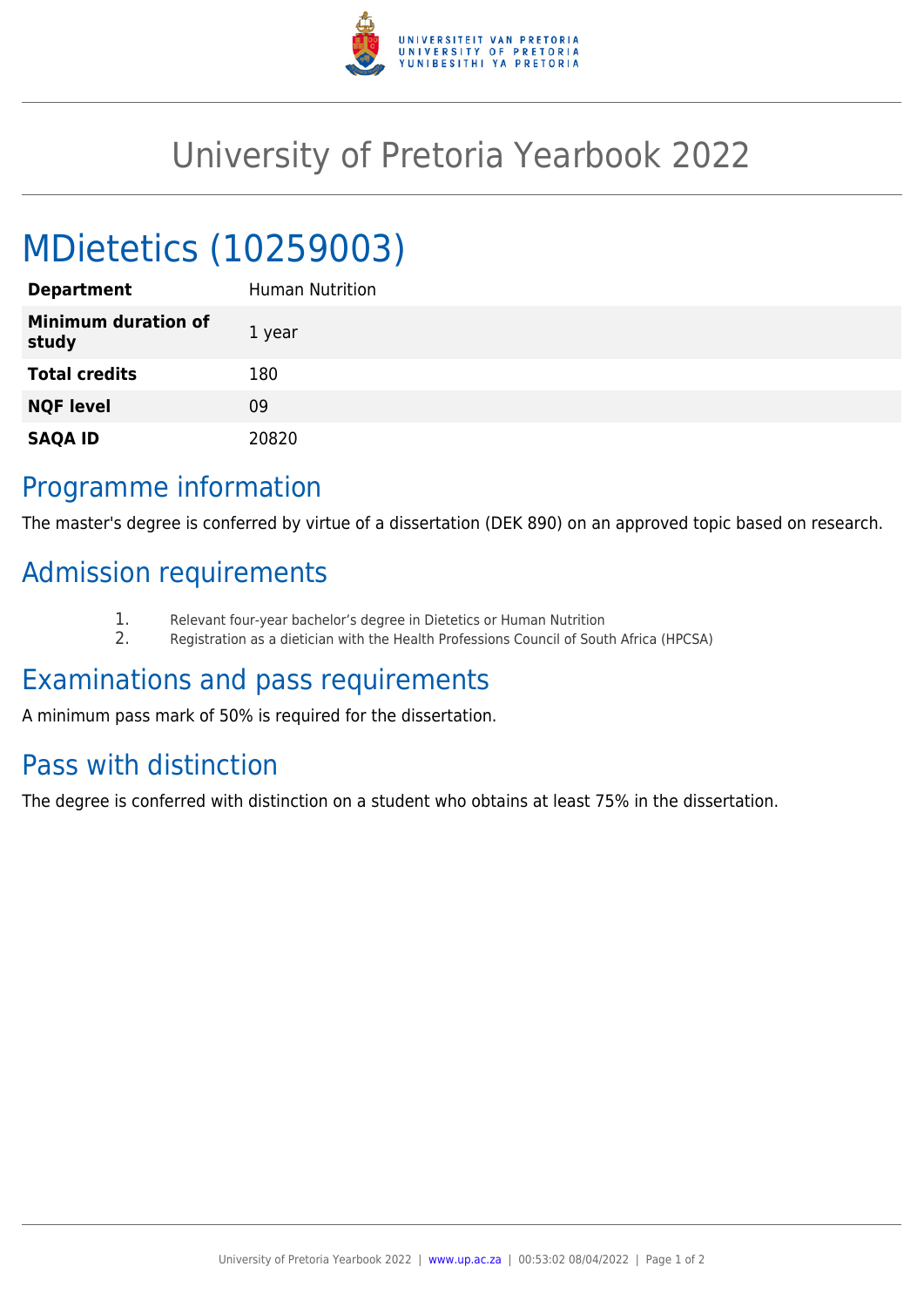# University of Pretoria Yearbook 2022

## MDietetics (10259003)

| **Department** | Human Nutrition |
|---|---|
| **Minimum duration of study** | 1 year |
| **Total credits** | 180 |
| **NQF level** | 09 |
| **SAQA ID** | 20820 |

## Programme information

The master's degree is conferred by virtue of a dissertation (DEK 890) on an approved topic based on research.

## Admission requirements

1. Relevant four-year bachelor's degree in Dietetics or Human Nutrition
2. Registration as a dietician with the Health Professions Council of South Africa (HPCSA)

## Examinations and pass requirements

A minimum pass mark of 50% is required for the dissertation.

## Pass with distinction

The degree is conferred with distinction on a student who obtains at least 75% in the dissertation.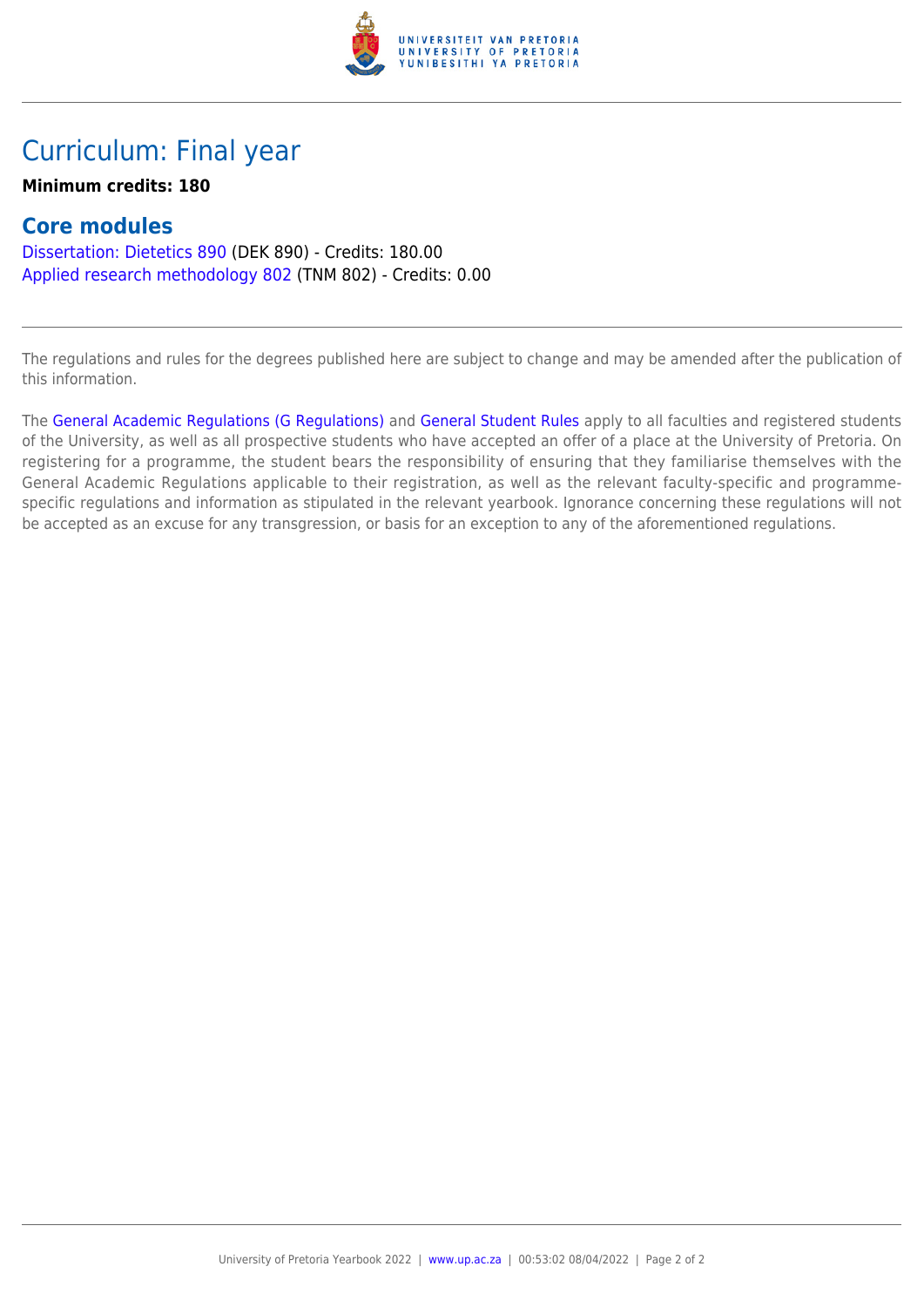# Curriculum: Final year

**Minimum credits: 180**

## Core modules

Dissertation: Dietetics 890 (DEK 890) - Credits: 180.00
Applied research methodology 802 (TNM 802) - Credits: 0.00

The regulations and rules for the degrees published here are subject to change and may be amended after the publication of this information.

The General Academic Regulations (G Regulations) and General Student Rules apply to all faculties and registered students of the University, as well as all prospective students who have accepted an offer of a place at the University of Pretoria. On registering for a programme, the student bears the responsibility of ensuring that they familiarise themselves with the General Academic Regulations applicable to their registration, as well as the relevant faculty-specific and programme-specific regulations and information as stipulated in the relevant yearbook. Ignorance concerning these regulations will not be accepted as an excuse for any transgression, or basis for an exception to any of the aforementioned regulations.